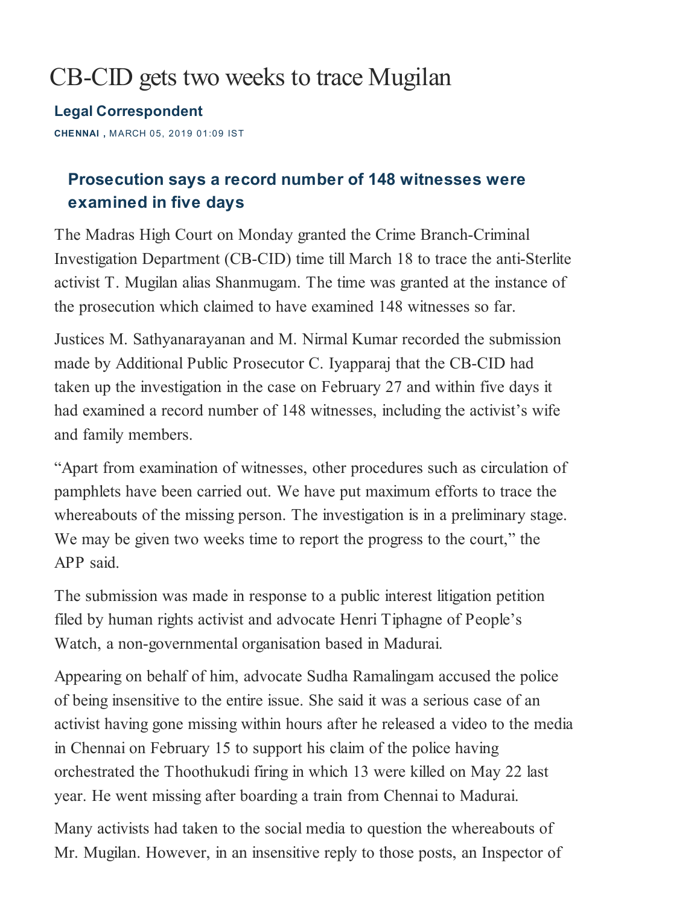# CB-CID gets two weeks to trace Mugilan

**Legal Correspondent**

**CHENNAI ,** MARCH 05, 2019 01:09 IST

## Prosecution says a record number of 148 witnesses were examined in five days

The Madras High Court on Monday granted the Crime Branch-Criminal Investigation Department (CB-CID) time till March 18 to trace the anti-Sterlite activist T. Mugilan alias Shanmugam. The time was granted at the instance of the prosecution which claimed to have examined 148 witnesses so far.

Justices M. Sathyanarayanan and M. Nirmal Kumar recorded the submission made by Additional Public Prosecutor C. Iyapparaj that the CB-CID had taken up the investigation in the case on February 27 and within five days it had examined a record number of 148 witnesses, including the activist's wife and family members.

"Apart from examination of witnesses, other procedures such as circulation of pamphlets have been carried out. We have put maximum efforts to trace the whereabouts of the missing person. The investigation is in a preliminary stage. We may be given two weeks time to report the progress to the court," the APP said.

The submission was made in response to a public interest litigation petition filed by human rights activist and advocate Henri Tiphagne of People's Watch, a non-governmental organisation based in Madurai.

Appearing on behalf of him, advocate Sudha Ramalingam accused the police of being insensitive to the entire issue. She said it was a serious case of an activist having gone missing within hours after he released a video to the media in Chennai on February 15 to support his claim of the police having orchestrated the Thoothukudi firing in which 13 were killed on May 22 last year. He went missing after boarding a train from Chennai to Madurai.

Many activists had taken to the social media to question the whereabouts of Mr. Mugilan. However, in an insensitive reply to those posts, an Inspector of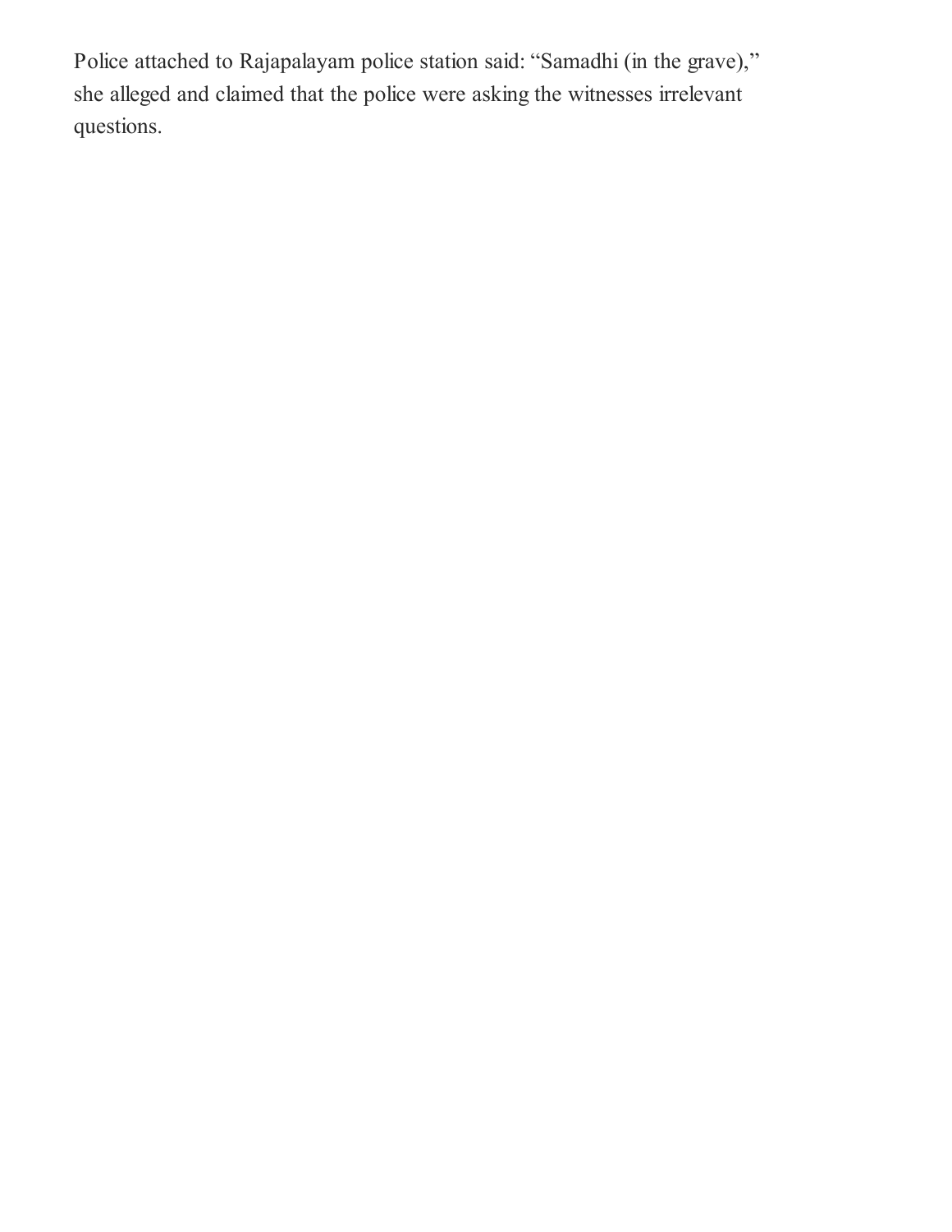Police attached to Rajapalayam police station said: “Samadhi (in the grave),” she alleged and claimed that the police were asking the witnesses irrelevant questions.